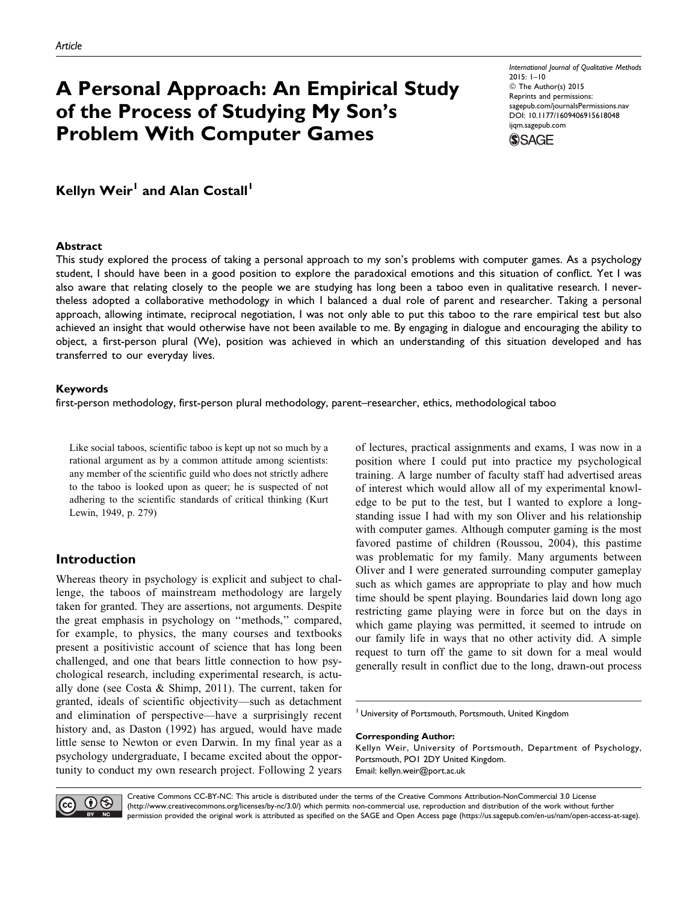Article

# A Personal Approach: An Empirical Study of the Process of Studying My Son's Problem With Computer Games

International Journal of Qualitative Methods
2015: 1–10
© The Author(s) 2015
Reprints and permissions:
sagepub.com/journalsPermissions.nav
DOI: 10.1177/1609406915618048
ijqm.sagepub.com

**Kellyn Weir[1] and Alan Costall[1]**

## Abstract

This study explored the process of taking a personal approach to my son's problems with computer games. As a psychology student, I should have been in a good position to explore the paradoxical emotions and this situation of conflict. Yet I was also aware that relating closely to the people we are studying has long been a taboo even in qualitative research. I nevertheless adopted a collaborative methodology in which I balanced a dual role of parent and researcher. Taking a personal approach, allowing intimate, reciprocal negotiation, I was not only able to put this taboo to the rare empirical test but also achieved an insight that would otherwise have not been available to me. By engaging in dialogue and encouraging the ability to object, a first-person plural (We), position was achieved in which an understanding of this situation developed and has transferred to our everyday lives.

## Keywords

first-person methodology, first-person plural methodology, parent–researcher, ethics, methodological taboo

> Like social taboos, scientific taboo is kept up not so much by a rational argument as by a common attitude among scientists: any member of the scientific guild who does not strictly adhere to the taboo is looked upon as queer; he is suspected of not adhering to the scientific standards of critical thinking (Kurt Lewin, 1949, p. 279)

## Introduction

Whereas theory in psychology is explicit and subject to challenge, the taboos of mainstream methodology are largely taken for granted. They are assertions, not arguments. Despite the great emphasis in psychology on "methods," compared, for example, to physics, the many courses and textbooks present a positivistic account of science that has long been challenged, and one that bears little connection to how psychological research, including experimental research, is actually done (see Costa & Shimp, 2011). The current, taken for granted, ideals of scientific objectivity—such as detachment and elimination of perspective—have a surprisingly recent history and, as Daston (1992) has argued, would have made little sense to Newton or even Darwin. In my final year as a psychology undergraduate, I became excited about the opportunity to conduct my own research project. Following 2 years of lectures, practical assignments and exams, I was now in a position where I could put into practice my psychological training. A large number of faculty staff had advertised areas of interest which would allow all of my experimental knowledge to be put to the test, but I wanted to explore a longstanding issue I had with my son Oliver and his relationship with computer games. Although computer gaming is the most favored pastime of children (Roussou, 2004), this pastime was problematic for my family. Many arguments between Oliver and I were generated surrounding computer gameplay such as which games are appropriate to play and how much time should be spent playing. Boundaries laid down long ago restricting game playing were in force but on the days in which game playing was permitted, it seemed to intrude on our family life in ways that no other activity did. A simple request to turn off the game to sit down for a meal would generally result in conflict due to the long, drawn-out process

[1] University of Portsmouth, Portsmouth, United Kingdom

**Corresponding Author:**
Kellyn Weir, University of Portsmouth, Department of Psychology, Portsmouth, PO1 2DY United Kingdom.
Email: kellyn.weir@port.ac.uk

Creative Commons CC-BY-NC: This article is distributed under the terms of the Creative Commons Attribution-NonCommercial 3.0 License (http://www.creativecommons.org/licenses/by-nc/3.0/) which permits non-commercial use, reproduction and distribution of the work without further permission provided the original work is attributed as specified on the SAGE and Open Access page (https://us.sagepub.com/en-us/nam/open-access-at-sage).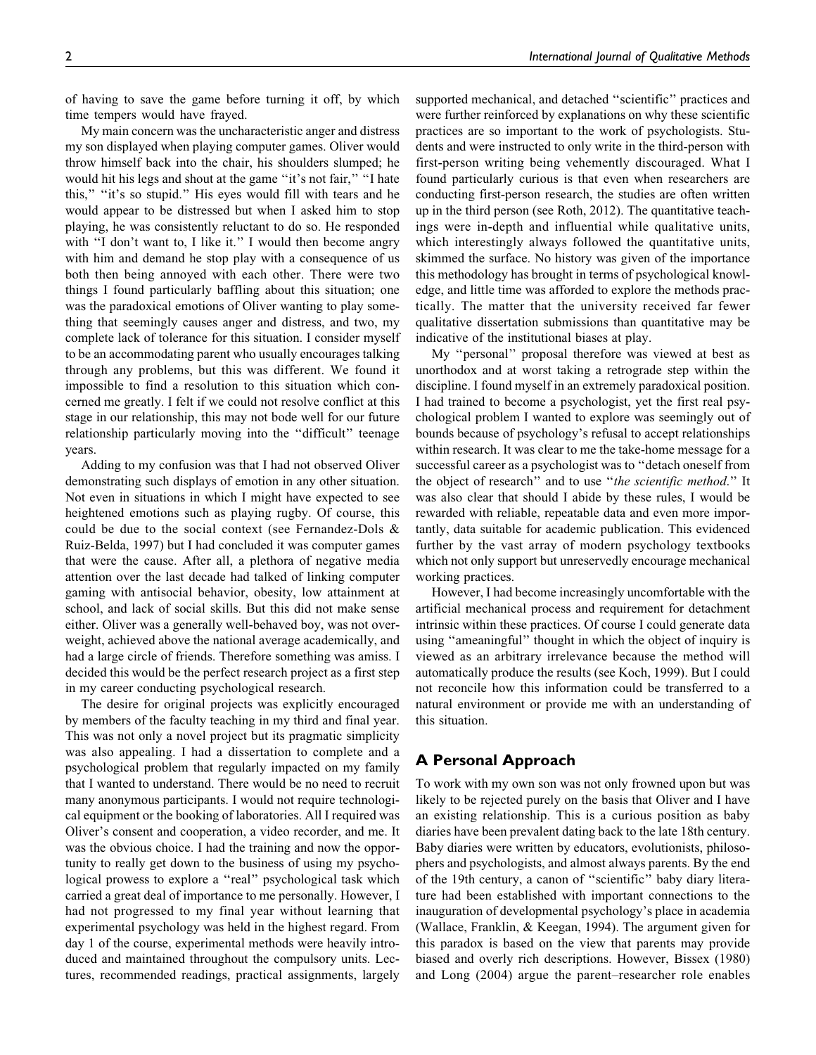of having to save the game before turning it off, by which time tempers would have frayed.

My main concern was the uncharacteristic anger and distress my son displayed when playing computer games. Oliver would throw himself back into the chair, his shoulders slumped; he would hit his legs and shout at the game "it's not fair," "I hate this," "it's so stupid." His eyes would fill with tears and he would appear to be distressed but when I asked him to stop playing, he was consistently reluctant to do so. He responded with "I don't want to, I like it." I would then become angry with him and demand he stop play with a consequence of us both then being annoyed with each other. There were two things I found particularly baffling about this situation; one was the paradoxical emotions of Oliver wanting to play something that seemingly causes anger and distress, and two, my complete lack of tolerance for this situation. I consider myself to be an accommodating parent who usually encourages talking through any problems, but this was different. We found it impossible to find a resolution to this situation which concerned me greatly. I felt if we could not resolve conflict at this stage in our relationship, this may not bode well for our future relationship particularly moving into the "difficult" teenage years.

Adding to my confusion was that I had not observed Oliver demonstrating such displays of emotion in any other situation. Not even in situations in which I might have expected to see heightened emotions such as playing rugby. Of course, this could be due to the social context (see Fernandez-Dols & Ruiz-Belda, 1997) but I had concluded it was computer games that were the cause. After all, a plethora of negative media attention over the last decade had talked of linking computer gaming with antisocial behavior, obesity, low attainment at school, and lack of social skills. But this did not make sense either. Oliver was a generally well-behaved boy, was not overweight, achieved above the national average academically, and had a large circle of friends. Therefore something was amiss. I decided this would be the perfect research project as a first step in my career conducting psychological research.

The desire for original projects was explicitly encouraged by members of the faculty teaching in my third and final year. This was not only a novel project but its pragmatic simplicity was also appealing. I had a dissertation to complete and a psychological problem that regularly impacted on my family that I wanted to understand. There would be no need to recruit many anonymous participants. I would not require technological equipment or the booking of laboratories. All I required was Oliver's consent and cooperation, a video recorder, and me. It was the obvious choice. I had the training and now the opportunity to really get down to the business of using my psychological prowess to explore a "real" psychological task which carried a great deal of importance to me personally. However, I had not progressed to my final year without learning that experimental psychology was held in the highest regard. From day 1 of the course, experimental methods were heavily introduced and maintained throughout the compulsory units. Lectures, recommended readings, practical assignments, largely supported mechanical, and detached "scientific" practices and were further reinforced by explanations on why these scientific practices are so important to the work of psychologists. Students and were instructed to only write in the third-person with first-person writing being vehemently discouraged. What I found particularly curious is that even when researchers are conducting first-person research, the studies are often written up in the third person (see Roth, 2012). The quantitative teachings were in-depth and influential while qualitative units, which interestingly always followed the quantitative units, skimmed the surface. No history was given of the importance this methodology has brought in terms of psychological knowledge, and little time was afforded to explore the methods practically. The matter that the university received far fewer qualitative dissertation submissions than quantitative may be indicative of the institutional biases at play.

My "personal" proposal therefore was viewed at best as unorthodox and at worst taking a retrograde step within the discipline. I found myself in an extremely paradoxical position. I had trained to become a psychologist, yet the first real psychological problem I wanted to explore was seemingly out of bounds because of psychology's refusal to accept relationships within research. It was clear to me the take-home message for a successful career as a psychologist was to "detach oneself from the object of research" and to use "*the scientific method*." It was also clear that should I abide by these rules, I would be rewarded with reliable, repeatable data and even more importantly, data suitable for academic publication. This evidenced further by the vast array of modern psychology textbooks which not only support but unreservedly encourage mechanical working practices.

However, I had become increasingly uncomfortable with the artificial mechanical process and requirement for detachment intrinsic within these practices. Of course I could generate data using "ameaningful" thought in which the object of inquiry is viewed as an arbitrary irrelevance because the method will automatically produce the results (see Koch, 1999). But I could not reconcile how this information could be transferred to a natural environment or provide me with an understanding of this situation.

## A Personal Approach

To work with my own son was not only frowned upon but was likely to be rejected purely on the basis that Oliver and I have an existing relationship. This is a curious position as baby diaries have been prevalent dating back to the late 18th century. Baby diaries were written by educators, evolutionists, philosophers and psychologists, and almost always parents. By the end of the 19th century, a canon of "scientific" baby diary literature had been established with important connections to the inauguration of developmental psychology's place in academia (Wallace, Franklin, & Keegan, 1994). The argument given for this paradox is based on the view that parents may provide biased and overly rich descriptions. However, Bissex (1980) and Long (2004) argue the parent–researcher role enables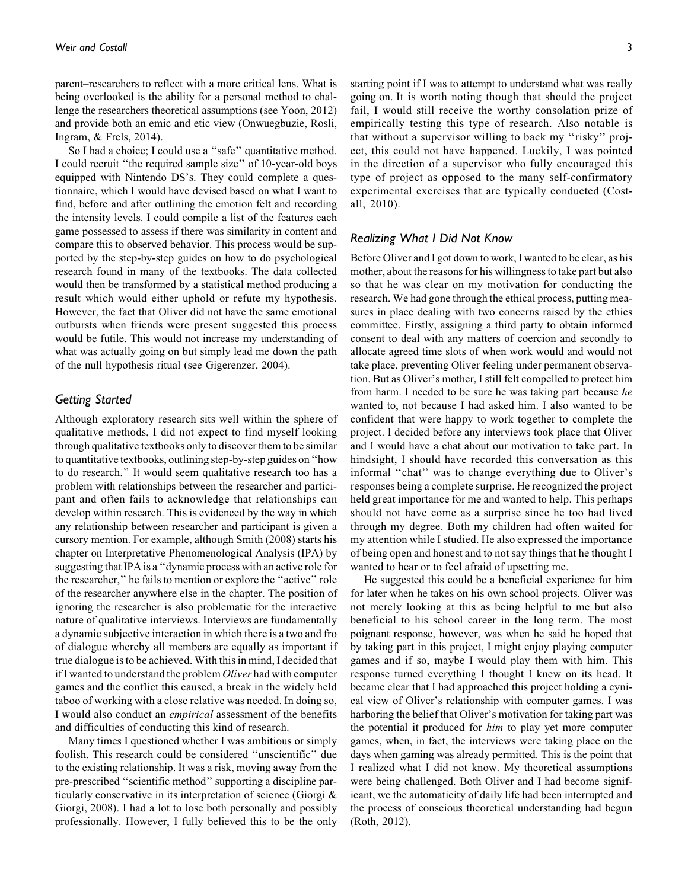parent–researchers to reflect with a more critical lens. What is being overlooked is the ability for a personal method to challenge the researchers theoretical assumptions (see Yoon, 2012) and provide both an emic and etic view (Onwuegbuzie, Rosli, Ingram, & Frels, 2014).

So I had a choice; I could use a ''safe'' quantitative method. I could recruit ''the required sample size'' of 10-year-old boys equipped with Nintendo DS's. They could complete a questionnaire, which I would have devised based on what I want to find, before and after outlining the emotion felt and recording the intensity levels. I could compile a list of the features each game possessed to assess if there was similarity in content and compare this to observed behavior. This process would be supported by the step-by-step guides on how to do psychological research found in many of the textbooks. The data collected would then be transformed by a statistical method producing a result which would either uphold or refute my hypothesis. However, the fact that Oliver did not have the same emotional outbursts when friends were present suggested this process would be futile. This would not increase my understanding of what was actually going on but simply lead me down the path of the null hypothesis ritual (see Gigerenzer, 2004).

## Getting Started

Although exploratory research sits well within the sphere of qualitative methods, I did not expect to find myself looking through qualitative textbooks only to discover them to be similar to quantitative textbooks, outlining step-by-step guides on ''how to do research.'' It would seem qualitative research too has a problem with relationships between the researcher and participant and often fails to acknowledge that relationships can develop within research. This is evidenced by the way in which any relationship between researcher and participant is given a cursory mention. For example, although Smith (2008) starts his chapter on Interpretative Phenomenological Analysis (IPA) by suggesting that IPA is a ''dynamic process with an active role for the researcher,'' he fails to mention or explore the ''active'' role of the researcher anywhere else in the chapter. The position of ignoring the researcher is also problematic for the interactive nature of qualitative interviews. Interviews are fundamentally a dynamic subjective interaction in which there is a two and fro of dialogue whereby all members are equally as important if true dialogue is to be achieved. With this in mind, I decided that if I wanted to understand the problem *Oliver* had with computer games and the conflict this caused, a break in the widely held taboo of working with a close relative was needed. In doing so, I would also conduct an *empirical* assessment of the benefits and difficulties of conducting this kind of research.

Many times I questioned whether I was ambitious or simply foolish. This research could be considered ''unscientific'' due to the existing relationship. It was a risk, moving away from the pre-prescribed ''scientific method'' supporting a discipline particularly conservative in its interpretation of science (Giorgi & Giorgi, 2008). I had a lot to lose both personally and possibly professionally. However, I fully believed this to be the only starting point if I was to attempt to understand what was really going on. It is worth noting though that should the project fail, I would still receive the worthy consolation prize of empirically testing this type of research. Also notable is that without a supervisor willing to back my ''risky'' project, this could not have happened. Luckily, I was pointed in the direction of a supervisor who fully encouraged this type of project as opposed to the many self-confirmatory experimental exercises that are typically conducted (Costall, 2010).

## Realizing What I Did Not Know

Before Oliver and I got down to work, I wanted to be clear, as his mother, about the reasons for his willingness to take part but also so that he was clear on my motivation for conducting the research. We had gone through the ethical process, putting measures in place dealing with two concerns raised by the ethics committee. Firstly, assigning a third party to obtain informed consent to deal with any matters of coercion and secondly to allocate agreed time slots of when work would and would not take place, preventing Oliver feeling under permanent observation. But as Oliver's mother, I still felt compelled to protect him from harm. I needed to be sure he was taking part because *he* wanted to, not because I had asked him. I also wanted to be confident that were happy to work together to complete the project. I decided before any interviews took place that Oliver and I would have a chat about our motivation to take part. In hindsight, I should have recorded this conversation as this informal ''chat'' was to change everything due to Oliver's responses being a complete surprise. He recognized the project held great importance for me and wanted to help. This perhaps should not have come as a surprise since he too had lived through my degree. Both my children had often waited for my attention while I studied. He also expressed the importance of being open and honest and to not say things that he thought I wanted to hear or to feel afraid of upsetting me.

He suggested this could be a beneficial experience for him for later when he takes on his own school projects. Oliver was not merely looking at this as being helpful to me but also beneficial to his school career in the long term. The most poignant response, however, was when he said he hoped that by taking part in this project, I might enjoy playing computer games and if so, maybe I would play them with him. This response turned everything I thought I knew on its head. It became clear that I had approached this project holding a cynical view of Oliver's relationship with computer games. I was harboring the belief that Oliver's motivation for taking part was the potential it produced for *him* to play yet more computer games, when, in fact, the interviews were taking place on the days when gaming was already permitted. This is the point that I realized what I did not know. My theoretical assumptions were being challenged. Both Oliver and I had become significant, we the automaticity of daily life had been interrupted and the process of conscious theoretical understanding had begun (Roth, 2012).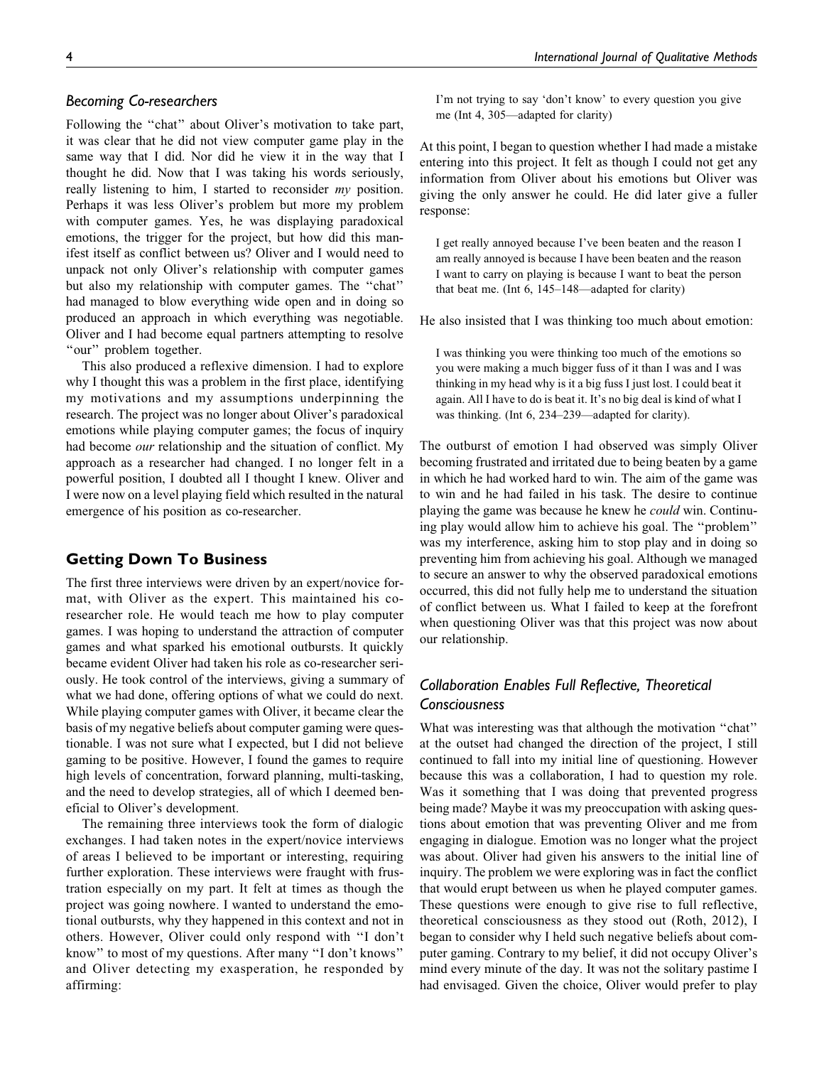### Becoming Co-researchers

Following the "chat" about Oliver's motivation to take part, it was clear that he did not view computer game play in the same way that I did. Nor did he view it in the way that I thought he did. Now that I was taking his words seriously, really listening to him, I started to reconsider *my* position. Perhaps it was less Oliver's problem but more my problem with computer games. Yes, he was displaying paradoxical emotions, the trigger for the project, but how did this manifest itself as conflict between us? Oliver and I would need to unpack not only Oliver's relationship with computer games but also my relationship with computer games. The "chat" had managed to blow everything wide open and in doing so produced an approach in which everything was negotiable. Oliver and I had become equal partners attempting to resolve "our" problem together.

This also produced a reflexive dimension. I had to explore why I thought this was a problem in the first place, identifying my motivations and my assumptions underpinning the research. The project was no longer about Oliver's paradoxical emotions while playing computer games; the focus of inquiry had become *our* relationship and the situation of conflict. My approach as a researcher had changed. I no longer felt in a powerful position, I doubted all I thought I knew. Oliver and I were now on a level playing field which resulted in the natural emergence of his position as co-researcher.

## Getting Down To Business

The first three interviews were driven by an expert/novice format, with Oliver as the expert. This maintained his co-researcher role. He would teach me how to play computer games. I was hoping to understand the attraction of computer games and what sparked his emotional outbursts. It quickly became evident Oliver had taken his role as co-researcher seriously. He took control of the interviews, giving a summary of what we had done, offering options of what we could do next. While playing computer games with Oliver, it became clear the basis of my negative beliefs about computer gaming were questionable. I was not sure what I expected, but I did not believe gaming to be positive. However, I found the games to require high levels of concentration, forward planning, multi-tasking, and the need to develop strategies, all of which I deemed beneficial to Oliver's development.

The remaining three interviews took the form of dialogic exchanges. I had taken notes in the expert/novice interviews of areas I believed to be important or interesting, requiring further exploration. These interviews were fraught with frustration especially on my part. It felt at times as though the project was going nowhere. I wanted to understand the emotional outbursts, why they happened in this context and not in others. However, Oliver could only respond with "I don't know" to most of my questions. After many "I don't knows" and Oliver detecting my exasperation, he responded by affirming:

> I'm not trying to say 'don't know' to every question you give me (Int 4, 305—adapted for clarity)

At this point, I began to question whether I had made a mistake entering into this project. It felt as though I could not get any information from Oliver about his emotions but Oliver was giving the only answer he could. He did later give a fuller response:

> I get really annoyed because I've been beaten and the reason I am really annoyed is because I have been beaten and the reason I want to carry on playing is because I want to beat the person that beat me. (Int 6, 145–148—adapted for clarity)

He also insisted that I was thinking too much about emotion:

> I was thinking you were thinking too much of the emotions so you were making a much bigger fuss of it than I was and I was thinking in my head why is it a big fuss I just lost. I could beat it again. All I have to do is beat it. It's no big deal is kind of what I was thinking. (Int 6, 234–239—adapted for clarity).

The outburst of emotion I had observed was simply Oliver becoming frustrated and irritated due to being beaten by a game in which he had worked hard to win. The aim of the game was to win and he had failed in his task. The desire to continue playing the game was because he knew he *could* win. Continuing play would allow him to achieve his goal. The "problem" was my interference, asking him to stop play and in doing so preventing him from achieving his goal. Although we managed to secure an answer to why the observed paradoxical emotions occurred, this did not fully help me to understand the situation of conflict between us. What I failed to keep at the forefront when questioning Oliver was that this project was now about our relationship.

### Collaboration Enables Full Reflective, Theoretical Consciousness

What was interesting was that although the motivation "chat" at the outset had changed the direction of the project, I still continued to fall into my initial line of questioning. However because this was a collaboration, I had to question my role. Was it something that I was doing that prevented progress being made? Maybe it was my preoccupation with asking questions about emotion that was preventing Oliver and me from engaging in dialogue. Emotion was no longer what the project was about. Oliver had given his answers to the initial line of inquiry. The problem we were exploring was in fact the conflict that would erupt between us when he played computer games. These questions were enough to give rise to full reflective, theoretical consciousness as they stood out (Roth, 2012), I began to consider why I held such negative beliefs about computer gaming. Contrary to my belief, it did not occupy Oliver's mind every minute of the day. It was not the solitary pastime I had envisaged. Given the choice, Oliver would prefer to play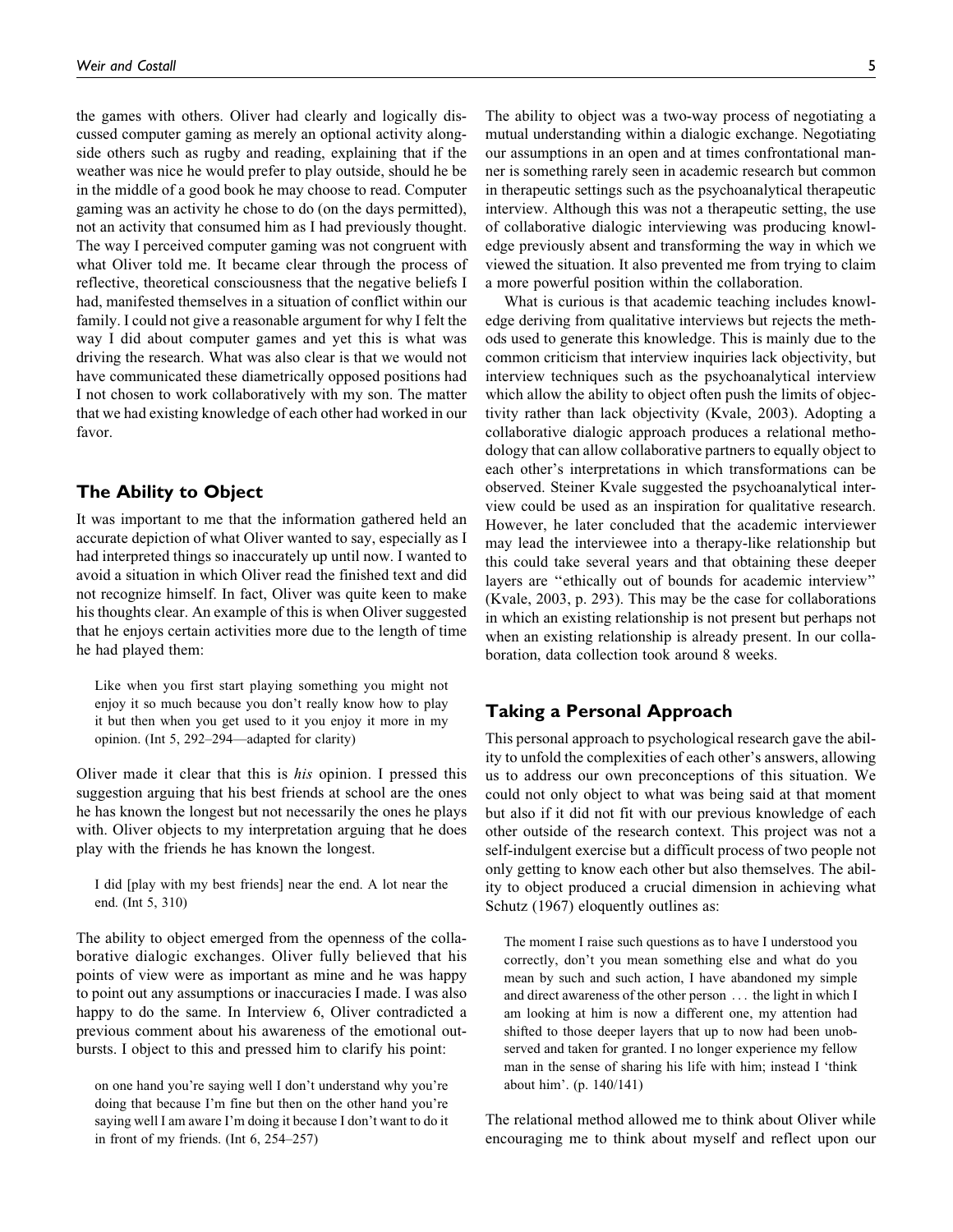the games with others. Oliver had clearly and logically discussed computer gaming as merely an optional activity alongside others such as rugby and reading, explaining that if the weather was nice he would prefer to play outside, should he be in the middle of a good book he may choose to read. Computer gaming was an activity he chose to do (on the days permitted), not an activity that consumed him as I had previously thought. The way I perceived computer gaming was not congruent with what Oliver told me. It became clear through the process of reflective, theoretical consciousness that the negative beliefs I had, manifested themselves in a situation of conflict within our family. I could not give a reasonable argument for why I felt the way I did about computer games and yet this is what was driving the research. What was also clear is that we would not have communicated these diametrically opposed positions had I not chosen to work collaboratively with my son. The matter that we had existing knowledge of each other had worked in our favor.

## The Ability to Object

It was important to me that the information gathered held an accurate depiction of what Oliver wanted to say, especially as I had interpreted things so inaccurately up until now. I wanted to avoid a situation in which Oliver read the finished text and did not recognize himself. In fact, Oliver was quite keen to make his thoughts clear. An example of this is when Oliver suggested that he enjoys certain activities more due to the length of time he had played them:

> Like when you first start playing something you might not enjoy it so much because you don't really know how to play it but then when you get used to it you enjoy it more in my opinion. (Int 5, 292–294—adapted for clarity)

Oliver made it clear that this is *his* opinion. I pressed this suggestion arguing that his best friends at school are the ones he has known the longest but not necessarily the ones he plays with. Oliver objects to my interpretation arguing that he does play with the friends he has known the longest.

> I did [play with my best friends] near the end. A lot near the end. (Int 5, 310)

The ability to object emerged from the openness of the collaborative dialogic exchanges. Oliver fully believed that his points of view were as important as mine and he was happy to point out any assumptions or inaccuracies I made. I was also happy to do the same. In Interview 6, Oliver contradicted a previous comment about his awareness of the emotional outbursts. I object to this and pressed him to clarify his point:

> on one hand you're saying well I don't understand why you're doing that because I'm fine but then on the other hand you're saying well I am aware I'm doing it because I don't want to do it in front of my friends. (Int 6, 254–257)

The ability to object was a two-way process of negotiating a mutual understanding within a dialogic exchange. Negotiating our assumptions in an open and at times confrontational manner is something rarely seen in academic research but common in therapeutic settings such as the psychoanalytical therapeutic interview. Although this was not a therapeutic setting, the use of collaborative dialogic interviewing was producing knowledge previously absent and transforming the way in which we viewed the situation. It also prevented me from trying to claim a more powerful position within the collaboration.

What is curious is that academic teaching includes knowledge deriving from qualitative interviews but rejects the methods used to generate this knowledge. This is mainly due to the common criticism that interview inquiries lack objectivity, but interview techniques such as the psychoanalytical interview which allow the ability to object often push the limits of objectivity rather than lack objectivity (Kvale, 2003). Adopting a collaborative dialogic approach produces a relational methodology that can allow collaborative partners to equally object to each other's interpretations in which transformations can be observed. Steiner Kvale suggested the psychoanalytical interview could be used as an inspiration for qualitative research. However, he later concluded that the academic interviewer may lead the interviewee into a therapy-like relationship but this could take several years and that obtaining these deeper layers are ''ethically out of bounds for academic interview'' (Kvale, 2003, p. 293). This may be the case for collaborations in which an existing relationship is not present but perhaps not when an existing relationship is already present. In our collaboration, data collection took around 8 weeks.

## Taking a Personal Approach

This personal approach to psychological research gave the ability to unfold the complexities of each other's answers, allowing us to address our own preconceptions of this situation. We could not only object to what was being said at that moment but also if it did not fit with our previous knowledge of each other outside of the research context. This project was not a self-indulgent exercise but a difficult process of two people not only getting to know each other but also themselves. The ability to object produced a crucial dimension in achieving what Schutz (1967) eloquently outlines as:

> The moment I raise such questions as to have I understood you correctly, don't you mean something else and what do you mean by such and such action, I have abandoned my simple and direct awareness of the other person . . . the light in which I am looking at him is now a different one, my attention had shifted to those deeper layers that up to now had been unobserved and taken for granted. I no longer experience my fellow man in the sense of sharing his life with him; instead I 'think about him'. (p. 140/141)

The relational method allowed me to think about Oliver while encouraging me to think about myself and reflect upon our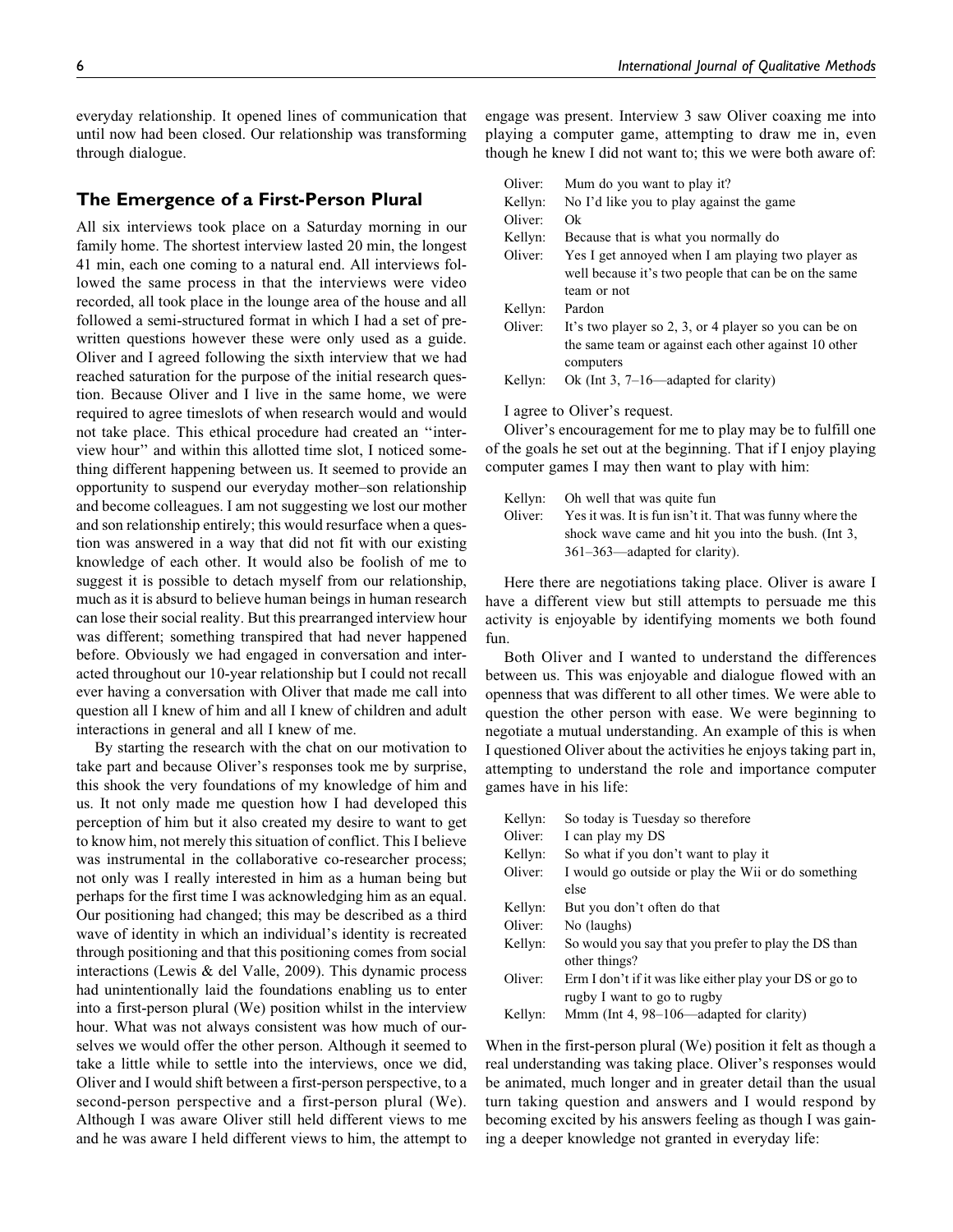everyday relationship. It opened lines of communication that until now had been closed. Our relationship was transforming through dialogue.

## The Emergence of a First-Person Plural

All six interviews took place on a Saturday morning in our family home. The shortest interview lasted 20 min, the longest 41 min, each one coming to a natural end. All interviews followed the same process in that the interviews were video recorded, all took place in the lounge area of the house and all followed a semi-structured format in which I had a set of prewritten questions however these were only used as a guide. Oliver and I agreed following the sixth interview that we had reached saturation for the purpose of the initial research question. Because Oliver and I live in the same home, we were required to agree timeslots of when research would and would not take place. This ethical procedure had created an ''interview hour'' and within this allotted time slot, I noticed something different happening between us. It seemed to provide an opportunity to suspend our everyday mother–son relationship and become colleagues. I am not suggesting we lost our mother and son relationship entirely; this would resurface when a question was answered in a way that did not fit with our existing knowledge of each other. It would also be foolish of me to suggest it is possible to detach myself from our relationship, much as it is absurd to believe human beings in human research can lose their social reality. But this prearranged interview hour was different; something transpired that had never happened before. Obviously we had engaged in conversation and interacted throughout our 10-year relationship but I could not recall ever having a conversation with Oliver that made me call into question all I knew of him and all I knew of children and adult interactions in general and all I knew of me.

By starting the research with the chat on our motivation to take part and because Oliver's responses took me by surprise, this shook the very foundations of my knowledge of him and us. It not only made me question how I had developed this perception of him but it also created my desire to want to get to know him, not merely this situation of conflict. This I believe was instrumental in the collaborative co-researcher process; not only was I really interested in him as a human being but perhaps for the first time I was acknowledging him as an equal. Our positioning had changed; this may be described as a third wave of identity in which an individual's identity is recreated through positioning and that this positioning comes from social interactions (Lewis & del Valle, 2009). This dynamic process had unintentionally laid the foundations enabling us to enter into a first-person plural (We) position whilst in the interview hour. What was not always consistent was how much of ourselves we would offer the other person. Although it seemed to take a little while to settle into the interviews, once we did, Oliver and I would shift between a first-person perspective, to a second-person perspective and a first-person plural (We). Although I was aware Oliver still held different views to me and he was aware I held different views to him, the attempt to engage was present. Interview 3 saw Oliver coaxing me into playing a computer game, attempting to draw me in, even though he knew I did not want to; this we were both aware of:

| | |
|---|---|
| Oliver: | Mum do you want to play it? |
| Kellyn: | No I'd like you to play against the game |
| Oliver: | Ok |
| Kellyn: | Because that is what you normally do |
| Oliver: | Yes I get annoyed when I am playing two player as well because it's two people that can be on the same team or not |
| Kellyn: | Pardon |
| Oliver: | It's two player so 2, 3, or 4 player so you can be on the same team or against each other against 10 other computers |
| Kellyn: | Ok (Int 3, 7–16—adapted for clarity) |

I agree to Oliver's request.

Oliver's encouragement for me to play may be to fulfill one of the goals he set out at the beginning. That if I enjoy playing computer games I may then want to play with him:

| | |
|---|---|
| Kellyn: | Oh well that was quite fun |
| Oliver: | Yes it was. It is fun isn't it. That was funny where the shock wave came and hit you into the bush. (Int 3, 361–363—adapted for clarity). |

Here there are negotiations taking place. Oliver is aware I have a different view but still attempts to persuade me this activity is enjoyable by identifying moments we both found fun.

Both Oliver and I wanted to understand the differences between us. This was enjoyable and dialogue flowed with an openness that was different to all other times. We were able to question the other person with ease. We were beginning to negotiate a mutual understanding. An example of this is when I questioned Oliver about the activities he enjoys taking part in, attempting to understand the role and importance computer games have in his life:

| | |
|---|---|
| Kellyn: | So today is Tuesday so therefore |
| Oliver: | I can play my DS |
| Kellyn: | So what if you don't want to play it |
| Oliver: | I would go outside or play the Wii or do something else |
| Kellyn: | But you don't often do that |
| Oliver: | No (laughs) |
| Kellyn: | So would you say that you prefer to play the DS than other things? |
| Oliver: | Erm I don't if it was like either play your DS or go to rugby I want to go to rugby |
| Kellyn: | Mmm (Int 4, 98–106—adapted for clarity) |

When in the first-person plural (We) position it felt as though a real understanding was taking place. Oliver's responses would be animated, much longer and in greater detail than the usual turn taking question and answers and I would respond by becoming excited by his answers feeling as though I was gaining a deeper knowledge not granted in everyday life: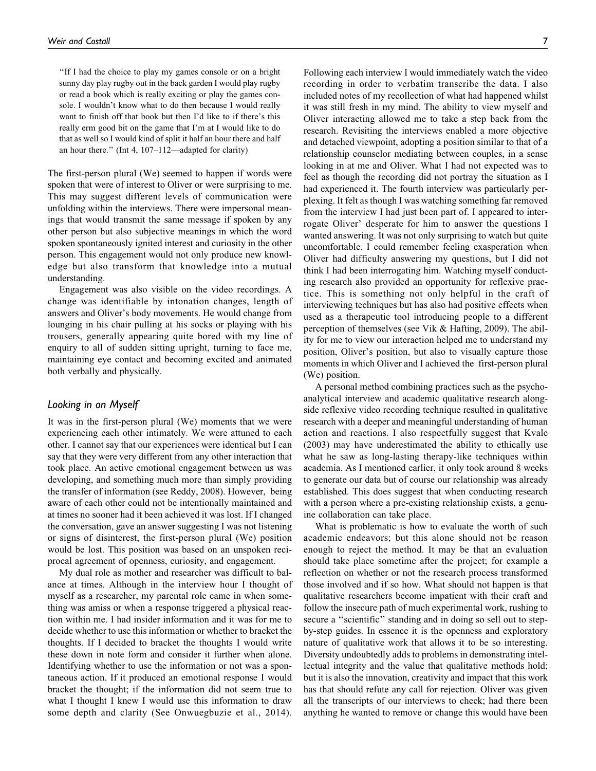"If I had the choice to play my games console or on a bright sunny day play rugby out in the back garden I would play rugby or read a book which is really exciting or play the games console. I wouldn't know what to do then because I would really want to finish off that book but then I'd like to if there's this really erm good bit on the game that I'm at I would like to do that as well so I would kind of split it half an hour there and half an hour there." (Int 4, 107–112—adapted for clarity)

The first-person plural (We) seemed to happen if words were spoken that were of interest to Oliver or were surprising to me. This may suggest different levels of communication were unfolding within the interviews. There were impersonal meanings that would transmit the same message if spoken by any other person but also subjective meanings in which the word spoken spontaneously ignited interest and curiosity in the other person. This engagement would not only produce new knowledge but also transform that knowledge into a mutual understanding.

Engagement was also visible on the video recordings. A change was identifiable by intonation changes, length of answers and Oliver's body movements. He would change from lounging in his chair pulling at his socks or playing with his trousers, generally appearing quite bored with my line of enquiry to all of sudden sitting upright, turning to face me, maintaining eye contact and becoming excited and animated both verbally and physically.

## Looking in on Myself

It was in the first-person plural (We) moments that we were experiencing each other intimately. We were attuned to each other. I cannot say that our experiences were identical but I can say that they were very different from any other interaction that took place. An active emotional engagement between us was developing, and something much more than simply providing the transfer of information (see Reddy, 2008). However, being aware of each other could not be intentionally maintained and at times no sooner had it been achieved it was lost. If I changed the conversation, gave an answer suggesting I was not listening or signs of disinterest, the first-person plural (We) position would be lost. This position was based on an unspoken reciprocal agreement of openness, curiosity, and engagement.

My dual role as mother and researcher was difficult to balance at times. Although in the interview hour I thought of myself as a researcher, my parental role came in when something was amiss or when a response triggered a physical reaction within me. I had insider information and it was for me to decide whether to use this information or whether to bracket the thoughts. If I decided to bracket the thoughts I would write these down in note form and consider it further when alone. Identifying whether to use the information or not was a spontaneous action. If it produced an emotional response I would bracket the thought; if the information did not seem true to what I thought I knew I would use this information to draw some depth and clarity (See Onwuegbuzie et al., 2014). Following each interview I would immediately watch the video recording in order to verbatim transcribe the data. I also included notes of my recollection of what had happened whilst it was still fresh in my mind. The ability to view myself and Oliver interacting allowed me to take a step back from the research. Revisiting the interviews enabled a more objective and detached viewpoint, adopting a position similar to that of a relationship counselor mediating between couples, in a sense looking in at me and Oliver. What I had not expected was to feel as though the recording did not portray the situation as I had experienced it. The fourth interview was particularly perplexing. It felt as though I was watching something far removed from the interview I had just been part of. I appeared to interrogate Oliver' desperate for him to answer the questions I wanted answering. It was not only surprising to watch but quite uncomfortable. I could remember feeling exasperation when Oliver had difficulty answering my questions, but I did not think I had been interrogating him. Watching myself conducting research also provided an opportunity for reflexive practice. This is something not only helpful in the craft of interviewing techniques but has also had positive effects when used as a therapeutic tool introducing people to a different perception of themselves (see Vik & Hafting, 2009). The ability for me to view our interaction helped me to understand my position, Oliver's position, but also to visually capture those moments in which Oliver and I achieved the first-person plural (We) position.

A personal method combining practices such as the psychoanalytical interview and academic qualitative research alongside reflexive video recording technique resulted in qualitative research with a deeper and meaningful understanding of human action and reactions. I also respectfully suggest that Kvale (2003) may have underestimated the ability to ethically use what he saw as long-lasting therapy-like techniques within academia. As I mentioned earlier, it only took around 8 weeks to generate our data but of course our relationship was already established. This does suggest that when conducting research with a person where a pre-existing relationship exists, a genuine collaboration can take place.

What is problematic is how to evaluate the worth of such academic endeavors; but this alone should not be reason enough to reject the method. It may be that an evaluation should take place sometime after the project; for example a reflection on whether or not the research process transformed those involved and if so how. What should not happen is that qualitative researchers become impatient with their craft and follow the insecure path of much experimental work, rushing to secure a "scientific" standing and in doing so sell out to step-by-step guides. In essence it is the openness and exploratory nature of qualitative work that allows it to be so interesting. Diversity undoubtedly adds to problems in demonstrating intellectual integrity and the value that qualitative methods hold; but it is also the innovation, creativity and impact that this work has that should refute any call for rejection. Oliver was given all the transcripts of our interviews to check; had there been anything he wanted to remove or change this would have been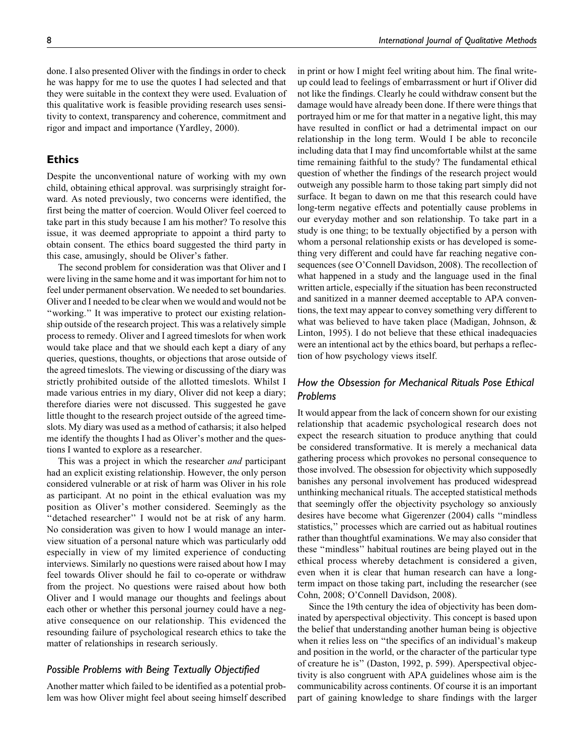done. I also presented Oliver with the findings in order to check he was happy for me to use the quotes I had selected and that they were suitable in the context they were used. Evaluation of this qualitative work is feasible providing research uses sensitivity to context, transparency and coherence, commitment and rigor and impact and importance (Yardley, 2000).

## Ethics

Despite the unconventional nature of working with my own child, obtaining ethical approval. was surprisingly straight forward. As noted previously, two concerns were identified, the first being the matter of coercion. Would Oliver feel coerced to take part in this study because I am his mother? To resolve this issue, it was deemed appropriate to appoint a third party to obtain consent. The ethics board suggested the third party in this case, amusingly, should be Oliver's father.

The second problem for consideration was that Oliver and I were living in the same home and it was important for him not to feel under permanent observation. We needed to set boundaries. Oliver and I needed to be clear when we would and would not be "working." It was imperative to protect our existing relationship outside of the research project. This was a relatively simple process to remedy. Oliver and I agreed timeslots for when work would take place and that we should each kept a diary of any queries, questions, thoughts, or objections that arose outside of the agreed timeslots. The viewing or discussing of the diary was strictly prohibited outside of the allotted timeslots. Whilst I made various entries in my diary, Oliver did not keep a diary; therefore diaries were not discussed. This suggested he gave little thought to the research project outside of the agreed timeslots. My diary was used as a method of catharsis; it also helped me identify the thoughts I had as Oliver's mother and the questions I wanted to explore as a researcher.

This was a project in which the researcher *and* participant had an explicit existing relationship. However, the only person considered vulnerable or at risk of harm was Oliver in his role as participant. At no point in the ethical evaluation was my position as Oliver's mother considered. Seemingly as the "detached researcher" I would not be at risk of any harm. No consideration was given to how I would manage an interview situation of a personal nature which was particularly odd especially in view of my limited experience of conducting interviews. Similarly no questions were raised about how I may feel towards Oliver should he fail to co-operate or withdraw from the project. No questions were raised about how both Oliver and I would manage our thoughts and feelings about each other or whether this personal journey could have a negative consequence on our relationship. This evidenced the resounding failure of psychological research ethics to take the matter of relationships in research seriously.

### Possible Problems with Being Textually Objectified

Another matter which failed to be identified as a potential problem was how Oliver might feel about seeing himself described in print or how I might feel writing about him. The final write-up could lead to feelings of embarrassment or hurt if Oliver did not like the findings. Clearly he could withdraw consent but the damage would have already been done. If there were things that portrayed him or me for that matter in a negative light, this may have resulted in conflict or had a detrimental impact on our relationship in the long term. Would I be able to reconcile including data that I may find uncomfortable whilst at the same time remaining faithful to the study? The fundamental ethical question of whether the findings of the research project would outweigh any possible harm to those taking part simply did not surface. It began to dawn on me that this research could have long-term negative effects and potentially cause problems in our everyday mother and son relationship. To take part in a study is one thing; to be textually objectified by a person with whom a personal relationship exists or has developed is something very different and could have far reaching negative consequences (see O'Connell Davidson, 2008). The recollection of what happened in a study and the language used in the final written article, especially if the situation has been reconstructed and sanitized in a manner deemed acceptable to APA conventions, the text may appear to convey something very different to what was believed to have taken place (Madigan, Johnson, & Linton, 1995). I do not believe that these ethical inadequacies were an intentional act by the ethics board, but perhaps a reflection of how psychology views itself.

### How the Obsession for Mechanical Rituals Pose Ethical Problems

It would appear from the lack of concern shown for our existing relationship that academic psychological research does not expect the research situation to produce anything that could be considered transformative. It is merely a mechanical data gathering process which provokes no personal consequence to those involved. The obsession for objectivity which supposedly banishes any personal involvement has produced widespread unthinking mechanical rituals. The accepted statistical methods that seemingly offer the objectivity psychology so anxiously desires have become what Gigerenzer (2004) calls "mindless statistics," processes which are carried out as habitual routines rather than thoughtful examinations. We may also consider that these "mindless" habitual routines are being played out in the ethical process whereby detachment is considered a given, even when it is clear that human research can have a long-term impact on those taking part, including the researcher (see Cohn, 2008; O'Connell Davidson, 2008).

Since the 19th century the idea of objectivity has been dominated by aperspectival objectivity. This concept is based upon the belief that understanding another human being is objective when it relies less on "the specifics of an individual's makeup and position in the world, or the character of the particular type of creature he is" (Daston, 1992, p. 599). Aperspectival objectivity is also congruent with APA guidelines whose aim is the communicability across continents. Of course it is an important part of gaining knowledge to share findings with the larger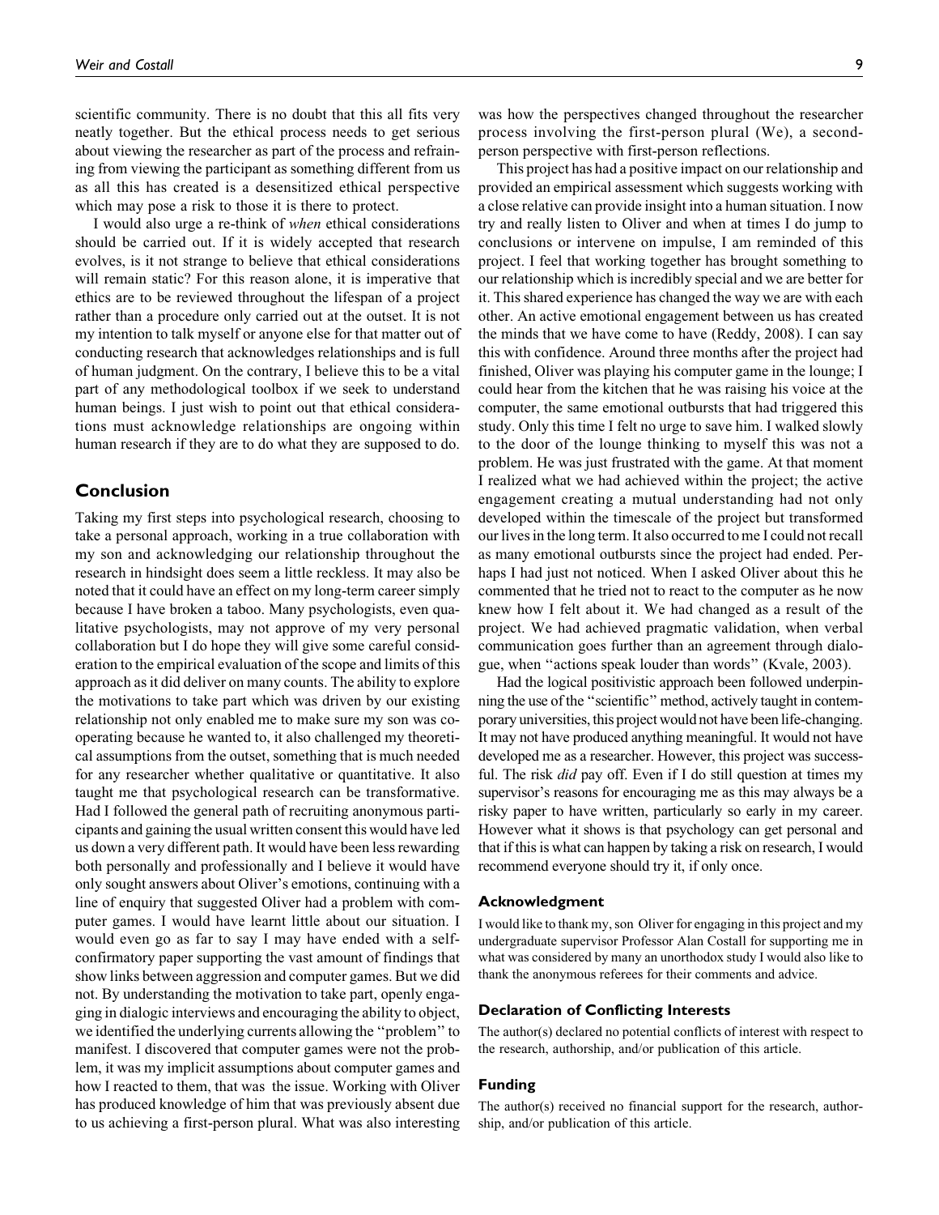scientific community. There is no doubt that this all fits very neatly together. But the ethical process needs to get serious about viewing the researcher as part of the process and refraining from viewing the participant as something different from us as all this has created is a desensitized ethical perspective which may pose a risk to those it is there to protect.

I would also urge a re-think of *when* ethical considerations should be carried out. If it is widely accepted that research evolves, is it not strange to believe that ethical considerations will remain static? For this reason alone, it is imperative that ethics are to be reviewed throughout the lifespan of a project rather than a procedure only carried out at the outset. It is not my intention to talk myself or anyone else for that matter out of conducting research that acknowledges relationships and is full of human judgment. On the contrary, I believe this to be a vital part of any methodological toolbox if we seek to understand human beings. I just wish to point out that ethical considerations must acknowledge relationships are ongoing within human research if they are to do what they are supposed to do.

## Conclusion

Taking my first steps into psychological research, choosing to take a personal approach, working in a true collaboration with my son and acknowledging our relationship throughout the research in hindsight does seem a little reckless. It may also be noted that it could have an effect on my long-term career simply because I have broken a taboo. Many psychologists, even qualitative psychologists, may not approve of my very personal collaboration but I do hope they will give some careful consideration to the empirical evaluation of the scope and limits of this approach as it did deliver on many counts. The ability to explore the motivations to take part which was driven by our existing relationship not only enabled me to make sure my son was co-operating because he wanted to, it also challenged my theoretical assumptions from the outset, something that is much needed for any researcher whether qualitative or quantitative. It also taught me that psychological research can be transformative. Had I followed the general path of recruiting anonymous participants and gaining the usual written consent this would have led us down a very different path. It would have been less rewarding both personally and professionally and I believe it would have only sought answers about Oliver's emotions, continuing with a line of enquiry that suggested Oliver had a problem with computer games. I would have learnt little about our situation. I would even go as far to say I may have ended with a self-confirmatory paper supporting the vast amount of findings that show links between aggression and computer games. But we did not. By understanding the motivation to take part, openly engaging in dialogic interviews and encouraging the ability to object, we identified the underlying currents allowing the "problem" to manifest. I discovered that computer games were not the problem, it was my implicit assumptions about computer games and how I reacted to them, that was the issue. Working with Oliver has produced knowledge of him that was previously absent due to us achieving a first-person plural. What was also interesting was how the perspectives changed throughout the researcher process involving the first-person plural (We), a second-person perspective with first-person reflections.

This project has had a positive impact on our relationship and provided an empirical assessment which suggests working with a close relative can provide insight into a human situation. I now try and really listen to Oliver and when at times I do jump to conclusions or intervene on impulse, I am reminded of this project. I feel that working together has brought something to our relationship which is incredibly special and we are better for it. This shared experience has changed the way we are with each other. An active emotional engagement between us has created the minds that we have come to have (Reddy, 2008). I can say this with confidence. Around three months after the project had finished, Oliver was playing his computer game in the lounge; I could hear from the kitchen that he was raising his voice at the computer, the same emotional outbursts that had triggered this study. Only this time I felt no urge to save him. I walked slowly to the door of the lounge thinking to myself this was not a problem. He was just frustrated with the game. At that moment I realized what we had achieved within the project; the active engagement creating a mutual understanding had not only developed within the timescale of the project but transformed our lives in the long term. It also occurred to me I could not recall as many emotional outbursts since the project had ended. Perhaps I had just not noticed. When I asked Oliver about this he commented that he tried not to react to the computer as he now knew how I felt about it. We had changed as a result of the project. We had achieved pragmatic validation, when verbal communication goes further than an agreement through dialogue, when "actions speak louder than words" (Kvale, 2003).

Had the logical positivistic approach been followed underpinning the use of the "scientific" method, actively taught in contemporary universities, this project would not have been life-changing. It may not have produced anything meaningful. It would not have developed me as a researcher. However, this project was successful. The risk *did* pay off. Even if I do still question at times my supervisor's reasons for encouraging me as this may always be a risky paper to have written, particularly so early in my career. However what it shows is that psychology can get personal and that if this is what can happen by taking a risk on research, I would recommend everyone should try it, if only once.

### Acknowledgment

I would like to thank my, son Oliver for engaging in this project and my undergraduate supervisor Professor Alan Costall for supporting me in what was considered by many an unorthodox study I would also like to thank the anonymous referees for their comments and advice.

### Declaration of Conflicting Interests

The author(s) declared no potential conflicts of interest with respect to the research, authorship, and/or publication of this article.

### Funding

The author(s) received no financial support for the research, authorship, and/or publication of this article.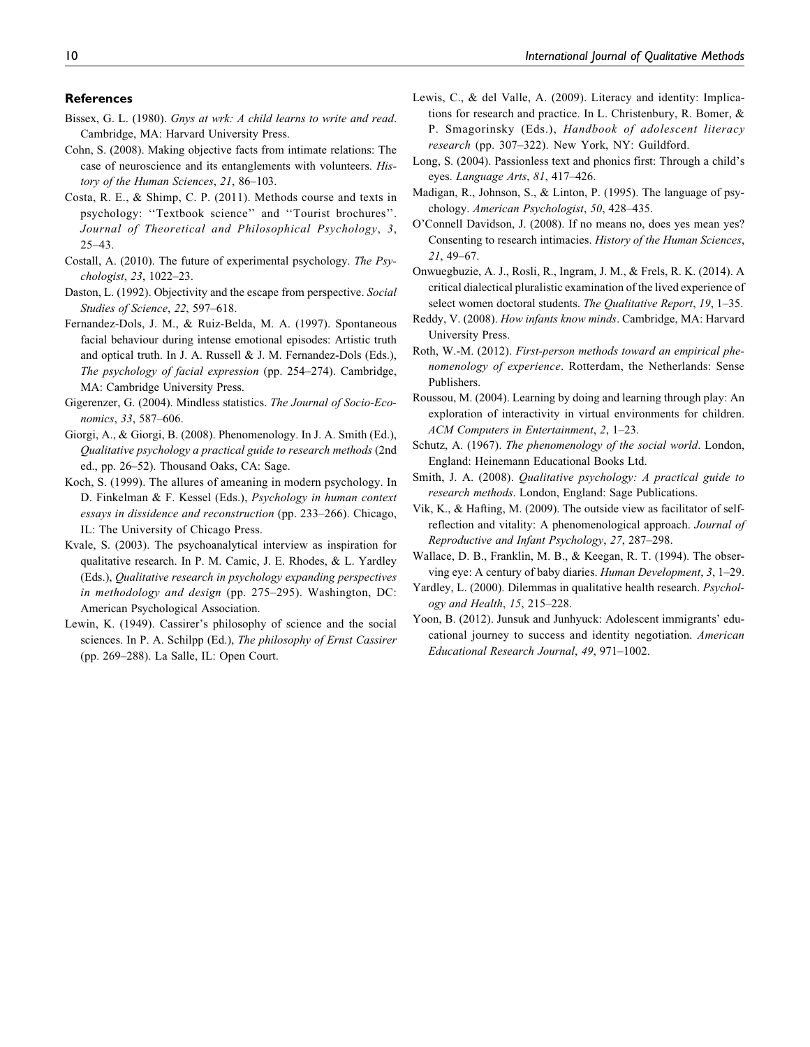## References

Bissex, G. L. (1980). *Gnys at wrk: A child learns to write and read*. Cambridge, MA: Harvard University Press.

Cohn, S. (2008). Making objective facts from intimate relations: The case of neuroscience and its entanglements with volunteers. *History of the Human Sciences*, *21*, 86–103.

Costa, R. E., & Shimp, C. P. (2011). Methods course and texts in psychology: ''Textbook science'' and ''Tourist brochures''. *Journal of Theoretical and Philosophical Psychology*, *3*, 25–43.

Costall, A. (2010). The future of experimental psychology. *The Psychologist*, *23*, 1022–23.

Daston, L. (1992). Objectivity and the escape from perspective. *Social Studies of Science*, *22*, 597–618.

Fernandez-Dols, J. M., & Ruiz-Belda, M. A. (1997). Spontaneous facial behaviour during intense emotional episodes: Artistic truth and optical truth. In J. A. Russell & J. M. Fernandez-Dols (Eds.), *The psychology of facial expression* (pp. 254–274). Cambridge, MA: Cambridge University Press.

Gigerenzer, G. (2004). Mindless statistics. *The Journal of Socio-Economics*, *33*, 587–606.

Giorgi, A., & Giorgi, B. (2008). Phenomenology. In J. A. Smith (Ed.), *Qualitative psychology a practical guide to research methods* (2nd ed., pp. 26–52). Thousand Oaks, CA: Sage.

Koch, S. (1999). The allures of ameaning in modern psychology. In D. Finkelman & F. Kessel (Eds.), *Psychology in human context essays in dissidence and reconstruction* (pp. 233–266). Chicago, IL: The University of Chicago Press.

Kvale, S. (2003). The psychoanalytical interview as inspiration for qualitative research. In P. M. Camic, J. E. Rhodes, & L. Yardley (Eds.), *Qualitative research in psychology expanding perspectives in methodology and design* (pp. 275–295). Washington, DC: American Psychological Association.

Lewin, K. (1949). Cassirer's philosophy of science and the social sciences. In P. A. Schilpp (Ed.), *The philosophy of Ernst Cassirer* (pp. 269–288). La Salle, IL: Open Court.

Lewis, C., & del Valle, A. (2009). Literacy and identity: Implications for research and practice. In L. Christenbury, R. Bomer, & P. Smagorinsky (Eds.), *Handbook of adolescent literacy research* (pp. 307–322). New York, NY: Guildford.

Long, S. (2004). Passionless text and phonics first: Through a child's eyes. *Language Arts*, *81*, 417–426.

Madigan, R., Johnson, S., & Linton, P. (1995). The language of psychology. *American Psychologist*, *50*, 428–435.

O'Connell Davidson, J. (2008). If no means no, does yes mean yes? Consenting to research intimacies. *History of the Human Sciences*, *21*, 49–67.

Onwuegbuzie, A. J., Rosli, R., Ingram, J. M., & Frels, R. K. (2014). A critical dialectical pluralistic examination of the lived experience of select women doctoral students. *The Qualitative Report*, *19*, 1–35.

Reddy, V. (2008). *How infants know minds*. Cambridge, MA: Harvard University Press.

Roth, W.-M. (2012). *First-person methods toward an empirical phenomenology of experience*. Rotterdam, the Netherlands: Sense Publishers.

Roussou, M. (2004). Learning by doing and learning through play: An exploration of interactivity in virtual environments for children. *ACM Computers in Entertainment*, *2*, 1–23.

Schutz, A. (1967). *The phenomenology of the social world*. London, England: Heinemann Educational Books Ltd.

Smith, J. A. (2008). *Qualitative psychology: A practical guide to research methods*. London, England: Sage Publications.

Vik, K., & Hafting, M. (2009). The outside view as facilitator of self-reflection and vitality: A phenomenological approach. *Journal of Reproductive and Infant Psychology*, *27*, 287–298.

Wallace, D. B., Franklin, M. B., & Keegan, R. T. (1994). The observing eye: A century of baby diaries. *Human Development*, *3*, 1–29.

Yardley, L. (2000). Dilemmas in qualitative health research. *Psychology and Health*, *15*, 215–228.

Yoon, B. (2012). Junsuk and Junhyuck: Adolescent immigrants' educational journey to success and identity negotiation. *American Educational Research Journal*, *49*, 971–1002.